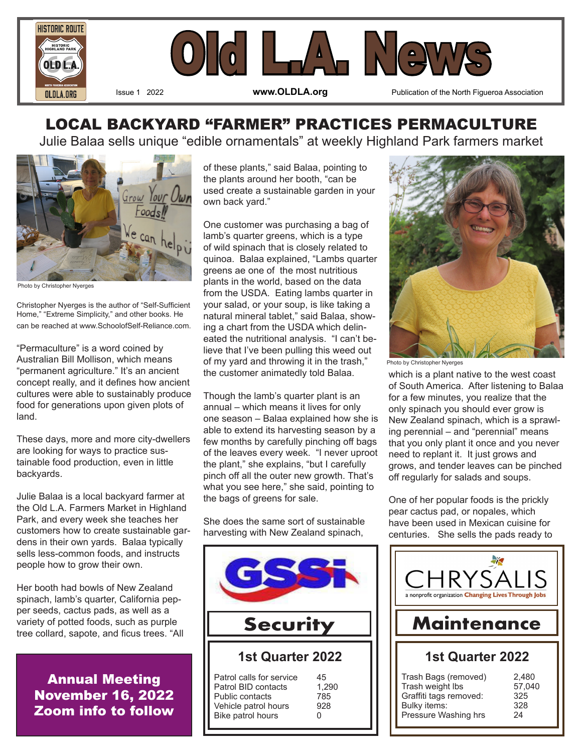# Old L.A. News

Issue 1 2022 | www.OLDLA.org | Publication of the North Figueroa Association

## LOCAL BACKYARD "FARMER" PRACTICES PERMACULTURE

### Julie Balaa sells unique "edible ornamentals" at weekly Highland Park farmers market

Photo by Christopher Nyerges

Christopher Nyerges is the author of "Self-Sufficient Home," "Extreme Simplicity," and other books. He can be reached at www.SchoolofSelf-Reliance.com.

"Permaculture" is a word coined by Australian Bill Mollison, which means "permanent agriculture." It's an ancient concept really, and it defines how ancient cultures were able to sustainably produce food for generations upon given plots of land.

These days, more and more city-dwellers are looking for ways to practice sustainable food production, even in little backyards.

Julie Balaa is a local backyard farmer at the Old L.A. Farmers Market in Highland Park, and every week she teaches her customers how to create sustainable gardens in their own yards. Balaa typically sells less-common foods, and instructs people how to grow their own.

Her booth had bowls of New Zealand spinach, lamb's quarter, California pepper seeds, cactus pads, as well as a variety of potted foods, such as purple tree collard, sapote, and ficus trees. "All of these plants," said Balaa, pointing to the plants around her booth, "can be used create a sustainable garden in your own back yard."

One customer was purchasing a bag of lamb's quarter greens, which is a type of wild spinach that is closely related to quinoa. Balaa explained, "Lambs quarter greens ae one of the most nutritious plants in the world, based on the data from the USDA. Eating lambs quarter in your salad, or your soup, is like taking a natural mineral tablet," said Balaa, showing a chart from the USDA which delineated the nutritional analysis. "I can't believe that I've been pulling this weed out of my yard and throwing it in the trash," the customer animatedly told Balaa.

Though the lamb's quarter plant is an annual – which means it lives for only one season – Balaa explained how she is able to extend its harvesting season by a few months by carefully pinching off bags of the leaves every week. "I never uproot the plant," she explains, "but I carefully pinch off all the outer new growth. That's what you see here," she said, pointing to the bags of greens for sale.

She does the same sort of sustainable harvesting with New Zealand spinach, which is a plant native to the west coast of South America. After listening to Balaa for a few minutes, you realize that the only spinach you should ever grow is New Zealand spinach, which is a sprawling perennial – and "perennial" means that you only plant it once and you never need to replant it. It just grows and grows, and tender leaves can be pinched off regularly for salads and soups.

Photo by Christopher Nyerges

One of her popular foods is the prickly pear cactus pad, or nopales, which have been used in Mexican cuisine for centuries. She sells the pads ready to

**Annual Meeting**
**November 16, 2022**
**Zoom info to follow**

### GSSi Security — 1st Quarter 2022

| | |
|---|---|
| Patrol calls for service | 45 |
| Patrol BID contacts | 1,290 |
| Public contacts | 785 |
| Vehicle patrol hours | 928 |
| Bike patrol hours | 0 |

### CHRYSALIS (a nonprofit organization Changing Lives Through Jobs) Maintenance — 1st Quarter 2022

| | |
|---|---|
| Trash Bags (removed) | 2,480 |
| Trash weight lbs | 57,040 |
| Graffiti tags removed: | 325 |
| Bulky items: | 328 |
| Pressure Washing hrs | 24 |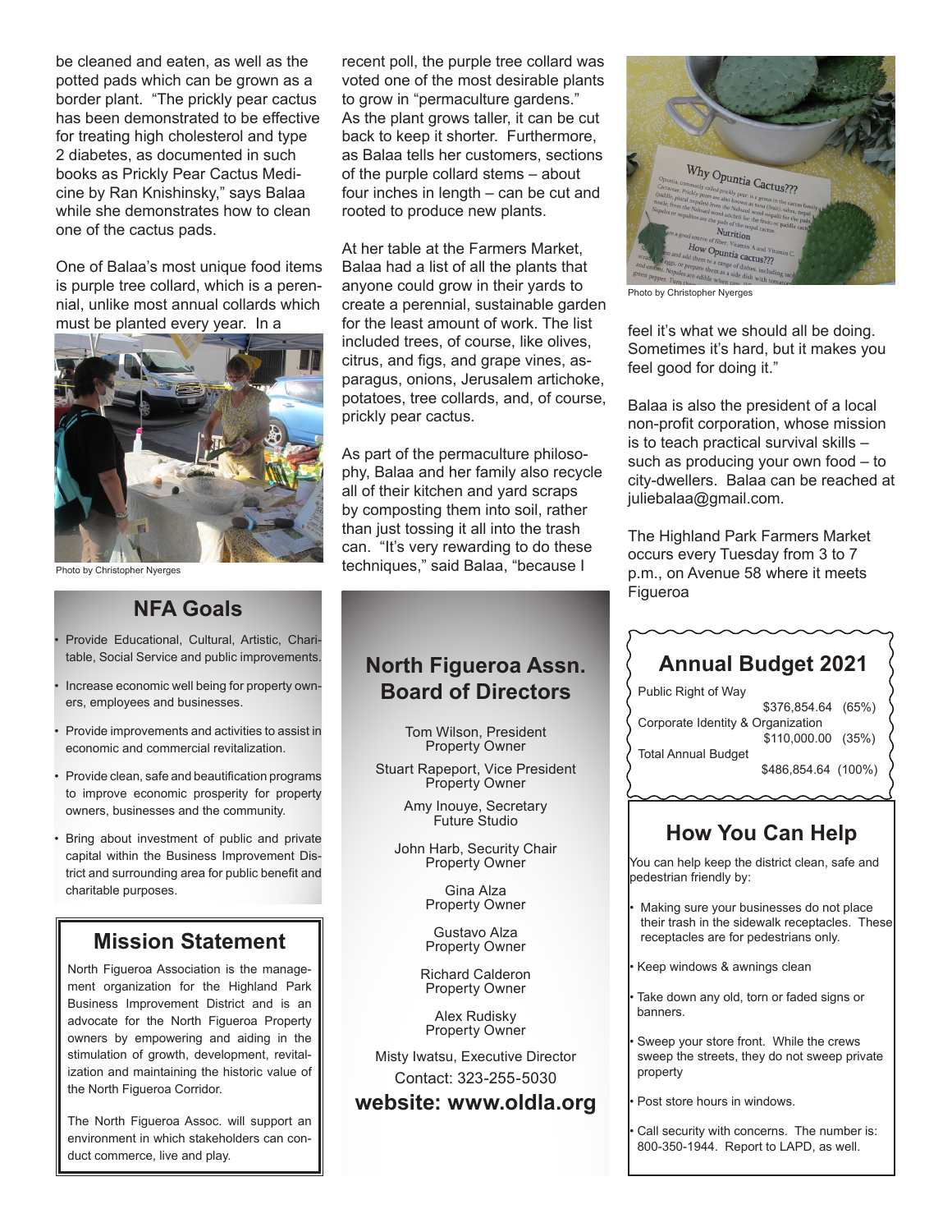be cleaned and eaten, as well as the potted pads which can be grown as a border plant. "The prickly pear cactus has been demonstrated to be effective for treating high cholesterol and type 2 diabetes, as documented in such books as Prickly Pear Cactus Medicine by Ran Knishinsky," says Balaa while she demonstrates how to clean one of the cactus pads.

One of Balaa's most unique food items is purple tree collard, which is a perennial, unlike most annual collards which must be planted every year. In a recent poll, the purple tree collard was voted one of the most desirable plants to grow in "permaculture gardens." As the plant grows taller, it can be cut back to keep it shorter. Furthermore, as Balaa tells her customers, sections of the purple collard stems – about four inches in length – can be cut and rooted to produce new plants.

Photo by Christopher Nyerges

At her table at the Farmers Market, Balaa had a list of all the plants that anyone could grow in their yards to create a perennial, sustainable garden for the least amount of work. The list included trees, of course, like olives, citrus, and figs, and grape vines, asparagus, onions, Jerusalem artichoke, potatoes, tree collards, and, of course, prickly pear cactus.

As part of the permaculture philosophy, Balaa and her family also recycle all of their kitchen and yard scraps by composting them into soil, rather than just tossing it all into the trash can. "It's very rewarding to do these techniques," said Balaa, "because I feel it's what we should all be doing. Sometimes it's hard, but it makes you feel good for doing it."

Photo by Christopher Nyerges

Balaa is also the president of a local non-profit corporation, whose mission is to teach practical survival skills – such as producing your own food – to city-dwellers. Balaa can be reached at juliebalaa@gmail.com.

The Highland Park Farmers Market occurs every Tuesday from 3 to 7 p.m., on Avenue 58 where it meets Figueroa

## NFA Goals

- Provide Educational, Cultural, Artistic, Charitable, Social Service and public improvements.
- Increase economic well being for property owners, employees and businesses.
- Provide improvements and activities to assist in economic and commercial revitalization.
- Provide clean, safe and beautification programs to improve economic prosperity for property owners, businesses and the community.
- Bring about investment of public and private capital within the Business Improvement District and surrounding area for public benefit and charitable purposes.

## Mission Statement

North Figueroa Association is the management organization for the Highland Park Business Improvement District and is an advocate for the North Figueroa Property owners by empowering and aiding in the stimulation of growth, development, revitalization and maintaining the historic value of the North Figueroa Corridor.

The North Figueroa Assoc. will support an environment in which stakeholders can conduct commerce, live and play.

## North Figueroa Assn. Board of Directors

Tom Wilson, President
Property Owner

Stuart Rapeport, Vice President
Property Owner

Amy Inouye, Secretary
Future Studio

John Harb, Security Chair
Property Owner

Gina Alza
Property Owner

Gustavo Alza
Property Owner

Richard Calderon
Property Owner

Alex Rudisky
Property Owner

Misty Iwatsu, Executive Director
Contact: 323-255-5030

**website: www.oldla.org**

## Annual Budget 2021

| | | |
|---|---|---|
| Public Right of Way | $376,854.64 | (65%) |
| Corporate Identity & Organization | $110,000.00 | (35%) |
| Total Annual Budget | $486,854.64 | (100%) |

## How You Can Help

You can help keep the district clean, safe and pedestrian friendly by:

- Making sure your businesses do not place their trash in the sidewalk receptacles. These receptacles are for pedestrians only.
- Keep windows & awnings clean
- Take down any old, torn or faded signs or banners.
- Sweep your store front. While the crews sweep the streets, they do not sweep private property
- Post store hours in windows.
- Call security with concerns. The number is: 800-350-1944. Report to LAPD, as well.